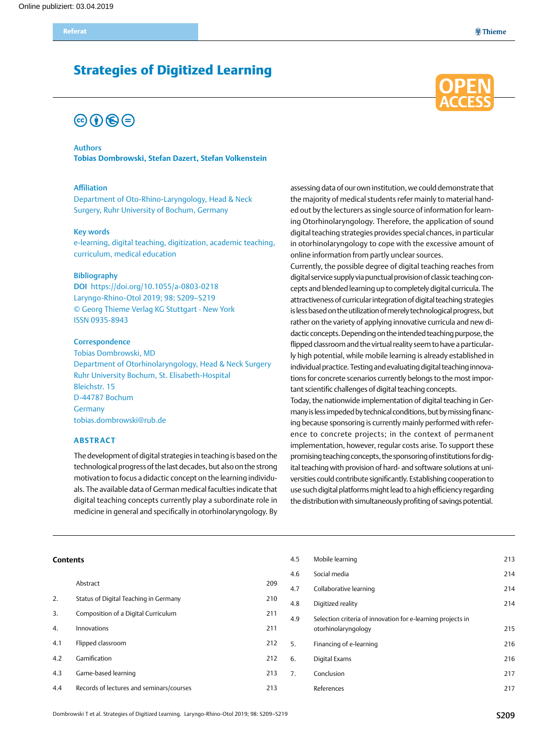Online publiziert: 03.04.2019

Referat

# Strategies of Digitized Learning

OPEN ACCESS

**Authors**
**Tobias Dombrowski, Stefan Dazert, Stefan Volkenstein**

**Affiliation**
Department of Oto-Rhino-Laryngology, Head & Neck Surgery, Ruhr University of Bochum, Germany

**Key words**
e-learning, digital teaching, digitization, academic teaching, curriculum, medical education

**Bibliography**
DOI https://doi.org/10.1055/a-0803-0218
Laryngo-Rhino-Otol 2019; 98: S209–S219
© Georg Thieme Verlag KG Stuttgart · New York
ISSN 0935-8943

**Correspondence**
Tobias Dombrowski, MD
Department of Otorhinolaryngology, Head & Neck Surgery
Ruhr University Bochum, St. Elisabeth-Hospital
Bleichstr. 15
D-44787 Bochum
Germany
tobias.dombrowski@rub.de

## ABSTRACT

The development of digital strategies in teaching is based on the technological progress of the last decades, but also on the strong motivation to focus a didactic concept on the learning individuals. The available data of German medical faculties indicate that digital teaching concepts currently play a subordinate role in medicine in general and specifically in otorhinolaryngology. By assessing data of our own institution, we could demonstrate that the majority of medical students refer mainly to material handed out by the lecturers as single source of information for learning Otorhinolaryngology. Therefore, the application of sound digital teaching strategies provides special chances, in particular in otorhinolaryngology to cope with the excessive amount of online information from partly unclear sources.
Currently, the possible degree of digital teaching reaches from digital service supply via punctual provision of classic teaching concepts and blended learning up to completely digital curricula. The attractiveness of curricular integration of digital teaching strategies is less based on the utilization of merely technological progress, but rather on the variety of applying innovative curricula and new didactic concepts. Depending on the intended teaching purpose, the flipped classroom and the virtual reality seem to have a particularly high potential, while mobile learning is already established in individual practice. Testing and evaluating digital teaching innovations for concrete scenarios currently belongs to the most important scientific challenges of digital teaching concepts.
Today, the nationwide implementation of digital teaching in Germany is less impeded by technical conditions, but by missing financing because sponsoring is currently mainly performed with reference to concrete projects; in the context of permanent implementation, however, regular costs arise. To support these promising teaching concepts, the sponsoring of institutions for digital teaching with provision of hard- and software solutions at universities could contribute significantly. Establishing cooperation to use such digital platforms might lead to a high efficiency regarding the distribution with simultaneously profiting of savings potential.

**Contents**

| | | |
|---|---|---|
| | Abstract | 209 |
| 2. | Status of Digital Teaching in Germany | 210 |
| 3. | Composition of a Digital Curriculum | 211 |
| 4. | Innovations | 211 |
| 4.1 | Flipped classroom | 212 |
| 4.2 | Gamification | 212 |
| 4.3 | Game-based learning | 213 |
| 4.4 | Records of lectures and seminars/courses | 213 |
| 4.5 | Mobile learning | 213 |
| 4.6 | Social media | 214 |
| 4.7 | Collaborative learning | 214 |
| 4.8 | Digitized reality | 214 |
| 4.9 | Selection criteria of innovation for e-learning projects in otorhinolaryngology | 215 |
| 5. | Financing of e-learning | 216 |
| 6. | Digital Exams | 216 |
| 7. | Conclusion | 217 |
| | References | 217 |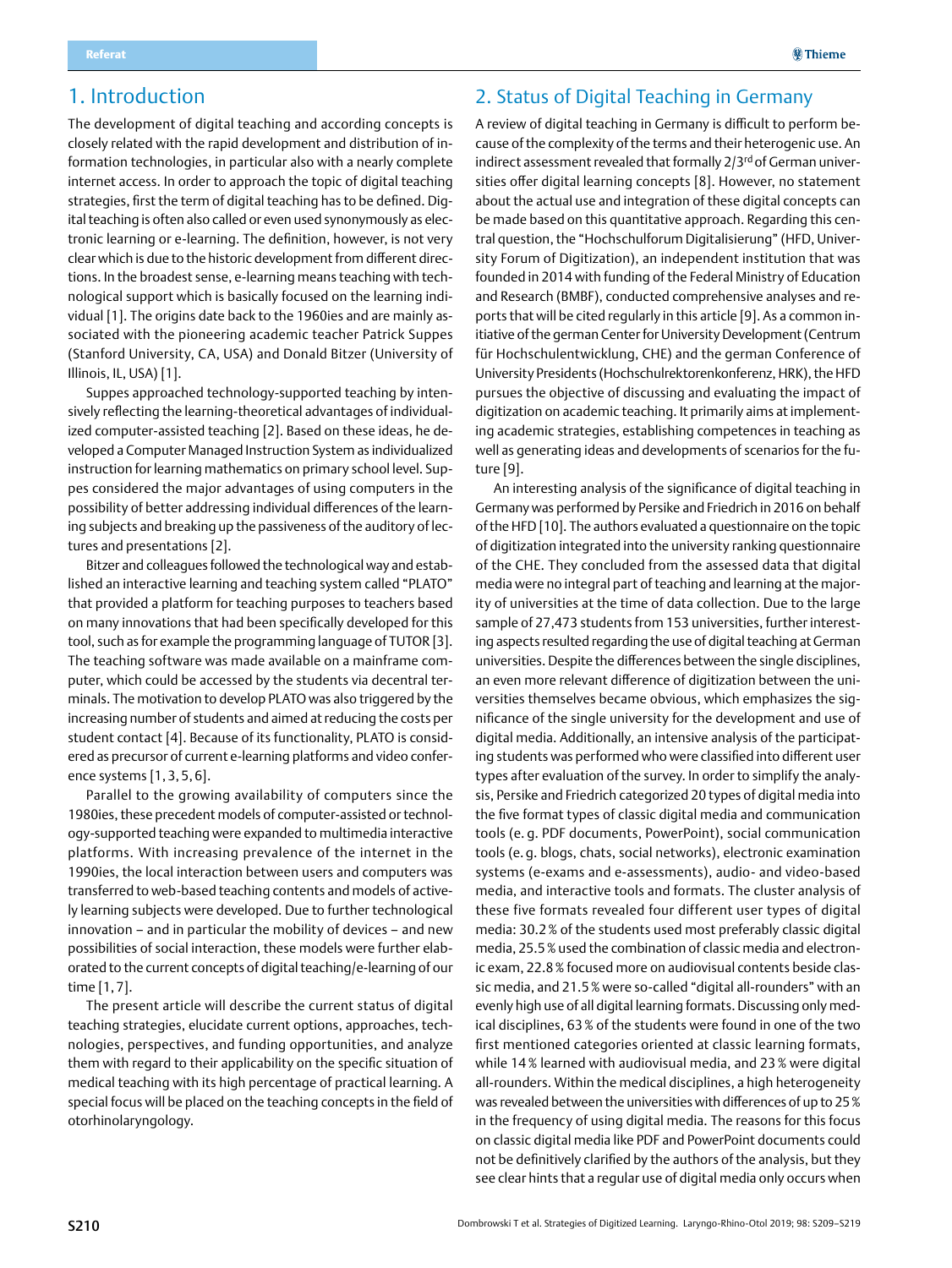## 1. Introduction

The development of digital teaching and according concepts is closely related with the rapid development and distribution of information technologies, in particular also with a nearly complete internet access. In order to approach the topic of digital teaching strategies, first the term of digital teaching has to be defined. Digital teaching is often also called or even used synonymously as electronic learning or e-learning. The definition, however, is not very clear which is due to the historic development from different directions. In the broadest sense, e-learning means teaching with technological support which is basically focused on the learning individual [1]. The origins date back to the 1960ies and are mainly associated with the pioneering academic teacher Patrick Suppes (Stanford University, CA, USA) and Donald Bitzer (University of Illinois, IL, USA) [1].

Suppes approached technology-supported teaching by intensively reflecting the learning-theoretical advantages of individualized computer-assisted teaching [2]. Based on these ideas, he developed a Computer Managed Instruction System as individualized instruction for learning mathematics on primary school level. Suppes considered the major advantages of using computers in the possibility of better addressing individual differences of the learning subjects and breaking up the passiveness of the auditory of lectures and presentations [2].

Bitzer and colleagues followed the technological way and established an interactive learning and teaching system called "PLATO" that provided a platform for teaching purposes to teachers based on many innovations that had been specifically developed for this tool, such as for example the programming language of TUTOR [3]. The teaching software was made available on a mainframe computer, which could be accessed by the students via decentral terminals. The motivation to develop PLATO was also triggered by the increasing number of students and aimed at reducing the costs per student contact [4]. Because of its functionality, PLATO is considered as precursor of current e-learning platforms and video conference systems [1, 3, 5, 6].

Parallel to the growing availability of computers since the 1980ies, these precedent models of computer-assisted or technology-supported teaching were expanded to multimedia interactive platforms. With increasing prevalence of the internet in the 1990ies, the local interaction between users and computers was transferred to web-based teaching contents and models of actively learning subjects were developed. Due to further technological innovation – and in particular the mobility of devices – and new possibilities of social interaction, these models were further elaborated to the current concepts of digital teaching/e-learning of our time [1, 7].

The present article will describe the current status of digital teaching strategies, elucidate current options, approaches, technologies, perspectives, and funding opportunities, and analyze them with regard to their applicability on the specific situation of medical teaching with its high percentage of practical learning. A special focus will be placed on the teaching concepts in the field of otorhinolaryngology.

## 2. Status of Digital Teaching in Germany

A review of digital teaching in Germany is difficult to perform because of the complexity of the terms and their heterogenic use. An indirect assessment revealed that formally 2/3rd of German universities offer digital learning concepts [8]. However, no statement about the actual use and integration of these digital concepts can be made based on this quantitative approach. Regarding this central question, the "Hochschulforum Digitalisierung" (HFD, University Forum of Digitization), an independent institution that was founded in 2014 with funding of the Federal Ministry of Education and Research (BMBF), conducted comprehensive analyses and reports that will be cited regularly in this article [9]. As a common initiative of the german Center for University Development (Centrum für Hochschulentwicklung, CHE) and the german Conference of University Presidents (Hochschulrektorenkonferenz, HRK), the HFD pursues the objective of discussing and evaluating the impact of digitization on academic teaching. It primarily aims at implementing academic strategies, establishing competences in teaching as well as generating ideas and developments of scenarios for the future [9].

An interesting analysis of the significance of digital teaching in Germany was performed by Persike and Friedrich in 2016 on behalf of the HFD [10]. The authors evaluated a questionnaire on the topic of digitization integrated into the university ranking questionnaire of the CHE. They concluded from the assessed data that digital media were no integral part of teaching and learning at the majority of universities at the time of data collection. Due to the large sample of 27,473 students from 153 universities, further interesting aspects resulted regarding the use of digital teaching at German universities. Despite the differences between the single disciplines, an even more relevant difference of digitization between the universities themselves became obvious, which emphasizes the significance of the single university for the development and use of digital media. Additionally, an intensive analysis of the participating students was performed who were classified into different user types after evaluation of the survey. In order to simplify the analysis, Persike and Friedrich categorized 20 types of digital media into the five format types of classic digital media and communication tools (e. g. PDF documents, PowerPoint), social communication tools (e. g. blogs, chats, social networks), electronic examination systems (e-exams and e-assessments), audio- and video-based media, and interactive tools and formats. The cluster analysis of these five formats revealed four different user types of digital media: 30.2 % of the students used most preferably classic digital media, 25.5 % used the combination of classic media and electronic exam, 22.8 % focused more on audiovisual contents beside classic media, and 21.5 % were so-called "digital all-rounders" with an evenly high use of all digital learning formats. Discussing only medical disciplines, 63 % of the students were found in one of the two first mentioned categories oriented at classic learning formats, while 14 % learned with audiovisual media, and 23 % were digital all-rounders. Within the medical disciplines, a high heterogeneity was revealed between the universities with differences of up to 25 % in the frequency of using digital media. The reasons for this focus on classic digital media like PDF and PowerPoint documents could not be definitively clarified by the authors of the analysis, but they see clear hints that a regular use of digital media only occurs when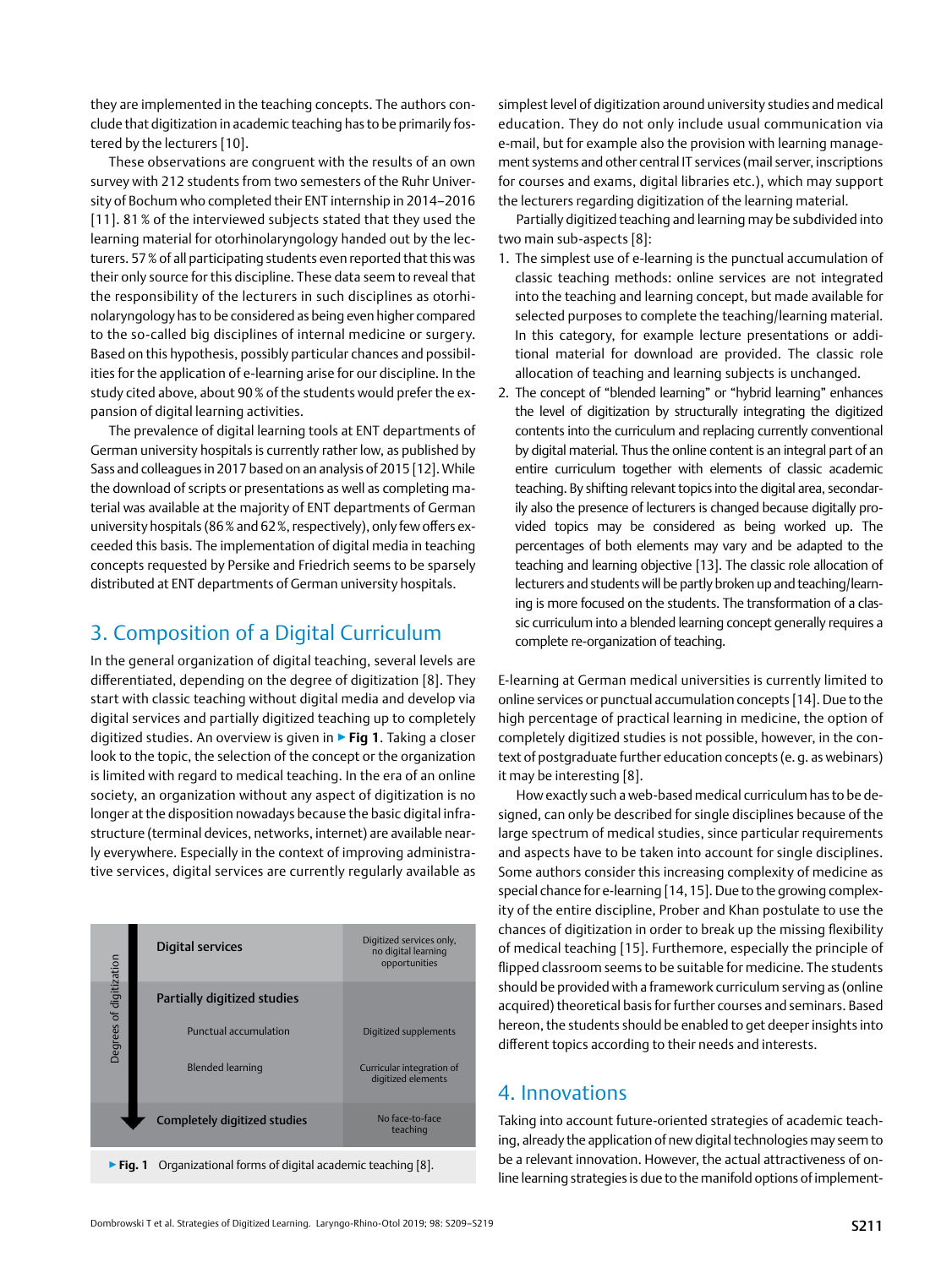they are implemented in the teaching concepts. The authors conclude that digitization in academic teaching has to be primarily fostered by the lecturers [10].

These observations are congruent with the results of an own survey with 212 students from two semesters of the Ruhr University of Bochum who completed their ENT internship in 2014–2016 [11]. 81 % of the interviewed subjects stated that they used the learning material for otorhinolaryngology handed out by the lecturers. 57 % of all participating students even reported that this was their only source for this discipline. These data seem to reveal that the responsibility of the lecturers in such disciplines as otorhinolaryngology has to be considered as being even higher compared to the so-called big disciplines of internal medicine or surgery. Based on this hypothesis, possibly particular chances and possibilities for the application of e-learning arise for our discipline. In the study cited above, about 90 % of the students would prefer the expansion of digital learning activities.

The prevalence of digital learning tools at ENT departments of German university hospitals is currently rather low, as published by Sass and colleagues in 2017 based on an analysis of 2015 [12]. While the download of scripts or presentations as well as completing material was available at the majority of ENT departments of German university hospitals (86 % and 62 %, respectively), only few offers exceeded this basis. The implementation of digital media in teaching concepts requested by Persike and Friedrich seems to be sparsely distributed at ENT departments of German university hospitals.

## 3. Composition of a Digital Curriculum

In the general organization of digital teaching, several levels are differentiated, depending on the degree of digitization [8]. They start with classic teaching without digital media and develop via digital services and partially digitized teaching up to completely digitized studies. An overview is given in ▶ **Fig 1**. Taking a closer look to the topic, the selection of the concept or the organization is limited with regard to medical teaching. In the era of an online society, an organization without any aspect of digitization is no longer at the disposition nowadays because the basic digital infrastructure (terminal devices, networks, internet) are available nearly everywhere. Especially in the context of improving administrative services, digital services are currently regularly available as simplest level of digitization around university studies and medical education. They do not only include usual communication via e-mail, but for example also the provision with learning management systems and other central IT services (mail server, inscriptions for courses and exams, digital libraries etc.), which may support the lecturers regarding digitization of the learning material.

Degrees of digitization

**Digital services** — Digitized services only, no digital learning opportunities

**Partially digitized studies**

Punctual accumulation — Digitized supplements

Blended learning — Curricular integration of digitized elements

**Completely digitized studies** — No face-to-face teaching

▶ **Fig. 1** Organizational forms of digital academic teaching [8].

Partially digitized teaching and learning may be subdivided into two main sub-aspects [8]:

1. The simplest use of e-learning is the punctual accumulation of classic teaching methods: online services are not integrated into the teaching and learning concept, but made available for selected purposes to complete the teaching/learning material. In this category, for example lecture presentations or additional material for download are provided. The classic role allocation of teaching and learning subjects is unchanged.
2. The concept of "blended learning" or "hybrid learning" enhances the level of digitization by structurally integrating the digitized contents into the curriculum and replacing currently conventional by digital material. Thus the online content is an integral part of an entire curriculum together with elements of classic academic teaching. By shifting relevant topics into the digital area, secondarily also the presence of lecturers is changed because digitally provided topics may be considered as being worked up. The percentages of both elements may vary and be adapted to the teaching and learning objective [13]. The classic role allocation of lecturers and students will be partly broken up and teaching/learning is more focused on the students. The transformation of a classic curriculum into a blended learning concept generally requires a complete re-organization of teaching.

E-learning at German medical universities is currently limited to online services or punctual accumulation concepts [14]. Due to the high percentage of practical learning in medicine, the option of completely digitized studies is not possible, however, in the context of postgraduate further education concepts (e. g. as webinars) it may be interesting [8].

How exactly such a web-based medical curriculum has to be designed, can only be described for single disciplines because of the large spectrum of medical studies, since particular requirements and aspects have to be taken into account for single disciplines. Some authors consider this increasing complexity of medicine as special chance for e-learning [14, 15]. Due to the growing complexity of the entire discipline, Prober and Khan postulate to use the chances of digitization in order to break up the missing flexibility of medical teaching [15]. Furthermore, especially the principle of flipped classroom seems to be suitable for medicine. The students should be provided with a framework curriculum serving as (online acquired) theoretical basis for further courses and seminars. Based hereon, the students should be enabled to get deeper insights into different topics according to their needs and interests.

## 4. Innovations

Taking into account future-oriented strategies of academic teaching, already the application of new digital technologies may seem to be a relevant innovation. However, the actual attractiveness of online learning strategies is due to the manifold options of implement-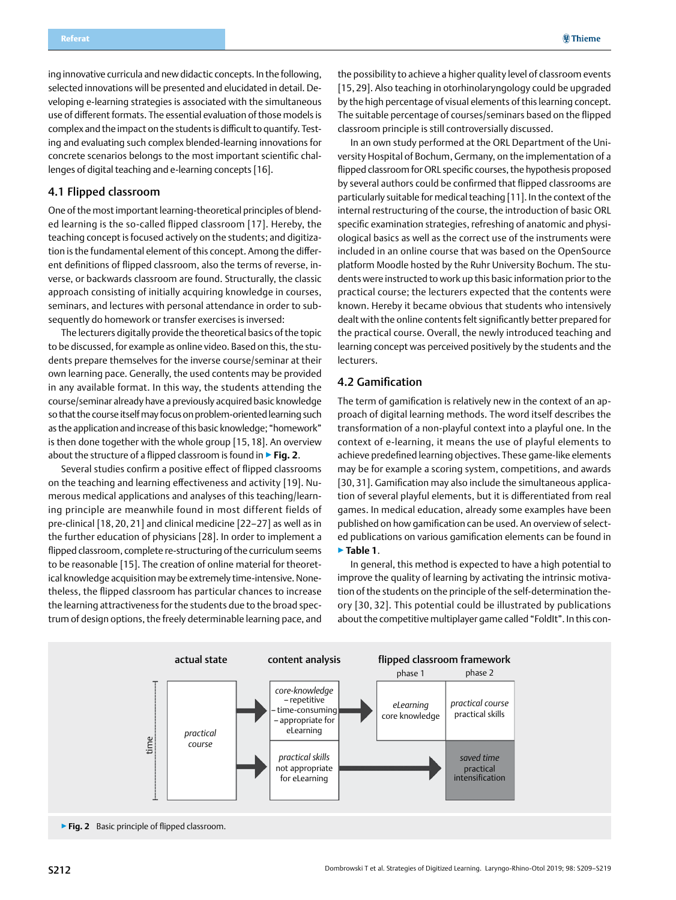ing innovative curricula and new didactic concepts. In the following, selected innovations will be presented and elucidated in detail. Developing e-learning strategies is associated with the simultaneous use of different formats. The essential evaluation of those models is complex and the impact on the students is difficult to quantify. Testing and evaluating such complex blended-learning innovations for concrete scenarios belongs to the most important scientific challenges of digital teaching and e-learning concepts [16].

## 4.1 Flipped classroom

One of the most important learning-theoretical principles of blended learning is the so-called flipped classroom [17]. Hereby, the teaching concept is focused actively on the students; and digitization is the fundamental element of this concept. Among the different definitions of flipped classroom, also the terms of reverse, inverse, or backwards classroom are found. Structurally, the classic approach consisting of initially acquiring knowledge in courses, seminars, and lectures with personal attendance in order to subsequently do homework or transfer exercises is inversed:

The lecturers digitally provide the theoretical basics of the topic to be discussed, for example as online video. Based on this, the students prepare themselves for the inverse course/seminar at their own learning pace. Generally, the used contents may be provided in any available format. In this way, the students attending the course/seminar already have a previously acquired basic knowledge so that the course itself may focus on problem-oriented learning such as the application and increase of this basic knowledge; "homework" is then done together with the whole group [15, 18]. An overview about the structure of a flipped classroom is found in ▶ **Fig. 2**.

Several studies confirm a positive effect of flipped classrooms on the teaching and learning effectiveness and activity [19]. Numerous medical applications and analyses of this teaching/learning principle are meanwhile found in most different fields of pre-clinical [18, 20, 21] and clinical medicine [22–27] as well as in the further education of physicians [28]. In order to implement a flipped classroom, complete re-structuring of the curriculum seems to be reasonable [15]. The creation of online material for theoretical knowledge acquisition may be extremely time-intensive. Nonetheless, the flipped classroom has particular chances to increase the learning attractiveness for the students due to the broad spectrum of design options, the freely determinable learning pace, and the possibility to achieve a higher quality level of classroom events [15, 29]. Also teaching in otorhinolaryngology could be upgraded by the high percentage of visual elements of this learning concept. The suitable percentage of courses/seminars based on the flipped classroom principle is still controversially discussed.

In an own study performed at the ORL Department of the University Hospital of Bochum, Germany, on the implementation of a flipped classroom for ORL specific courses, the hypothesis proposed by several authors could be confirmed that flipped classrooms are particularly suitable for medical teaching [11]. In the context of the internal restructuring of the course, the introduction of basic ORL specific examination strategies, refreshing of anatomic and physiological basics as well as the correct use of the instruments were included in an online course that was based on the OpenSource platform Moodle hosted by the Ruhr University Bochum. The students were instructed to work up this basic information prior to the practical course; the lecturers expected that the contents were known. Hereby it became obvious that students who intensively dealt with the online contents felt significantly better prepared for the practical course. Overall, the newly introduced teaching and learning concept was perceived positively by the students and the lecturers.

## 4.2 Gamification

The term of gamification is relatively new in the context of an approach of digital learning methods. The word itself describes the transformation of a non-playful context into a playful one. In the context of e-learning, it means the use of playful elements to achieve predefined learning objectives. These game-like elements may be for example a scoring system, competitions, and awards [30, 31]. Gamification may also include the simultaneous application of several playful elements, but it is differentiated from real games. In medical education, already some examples have been published on how gamification can be used. An overview of selected publications on various gamification elements can be found in ▶ **Table 1**.

In general, this method is expected to have a high potential to improve the quality of learning by activating the intrinsic motivation of the students on the principle of the self-determination theory [30, 32]. This potential could be illustrated by publications about the competitive multiplayer game called "FoldIt". In this con-

actual state
content analysis
flipped classroom framework
phase 1
phase 2
time
practical course
core-knowledge – repetitive – time-consuming – appropriate for eLearning
practical skills not appropriate for eLearning
eLearning core knowledge
practical course practical skills
saved time practical intensification

▶ **Fig. 2** Basic principle of flipped classroom.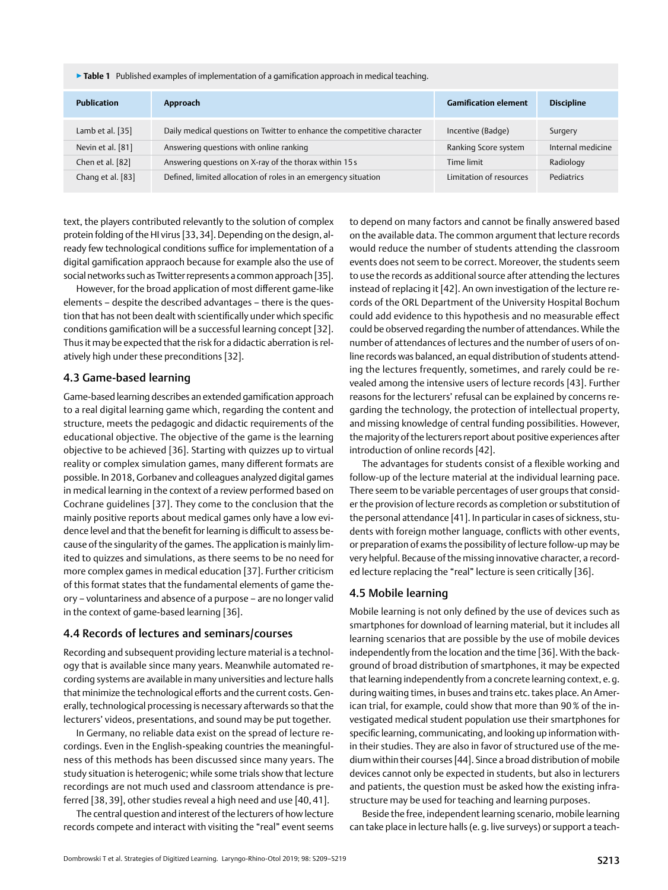▶ **Table 1** Published examples of implementation of a gamification approach in medical teaching.

| Publication | Approach | Gamification element | Discipline |
|---|---|---|---|
| Lamb et al. [35] | Daily medical questions on Twitter to enhance the competitive character | Incentive (Badge) | Surgery |
| Nevin et al. [81] | Answering questions with online ranking | Ranking Score system | Internal medicine |
| Chen et al. [82] | Answering questions on X-ray of the thorax within 15 s | Time limit | Radiology |
| Chang et al. [83] | Defined, limited allocation of roles in an emergency situation | Limitation of resources | Pediatrics |

text, the players contributed relevantly to the solution of complex protein folding of the HI virus [33, 34]. Depending on the design, already few technological conditions suffice for implementation of a digital gamification appraoch because for example also the use of social networks such as Twitter represents a common approach [35].

However, for the broad application of most different game-like elements – despite the described advantages – there is the question that has not been dealt with scientifically under which specific conditions gamification will be a successful learning concept [32]. Thus it may be expected that the risk for a didactic aberration is relatively high under these preconditions [32].

## 4.3 Game-based learning

Game-based learning describes an extended gamification approach to a real digital learning game which, regarding the content and structure, meets the pedagogic and didactic requirements of the educational objective. The objective of the game is the learning objective to be achieved [36]. Starting with quizzes up to virtual reality or complex simulation games, many different formats are possible. In 2018, Gorbanev and colleagues analyzed digital games in medical learning in the context of a review performed based on Cochrane guidelines [37]. They come to the conclusion that the mainly positive reports about medical games only have a low evidence level and that the benefit for learning is difficult to assess because of the singularity of the games. The application is mainly limited to quizzes and simulations, as there seems to be no need for more complex games in medical education [37]. Further criticism of this format states that the fundamental elements of game theory – voluntariness and absence of a purpose – are no longer valid in the context of game-based learning [36].

## 4.4 Records of lectures and seminars/courses

Recording and subsequent providing lecture material is a technology that is available since many years. Meanwhile automated recording systems are available in many universities and lecture halls that minimize the technological efforts and the current costs. Generally, technological processing is necessary afterwards so that the lecturers' videos, presentations, and sound may be put together.

In Germany, no reliable data exist on the spread of lecture recordings. Even in the English-speaking countries the meaningfulness of this methods has been discussed since many years. The study situation is heterogenic; while some trials show that lecture recordings are not much used and classroom attendance is preferred [38, 39], other studies reveal a high need and use [40, 41].

The central question and interest of the lecturers of how lecture records compete and interact with visiting the "real" event seems to depend on many factors and cannot be finally answered based on the available data. The common argument that lecture records would reduce the number of students attending the classroom events does not seem to be correct. Moreover, the students seem to use the records as additional source after attending the lectures instead of replacing it [42]. An own investigation of the lecture records of the ORL Department of the University Hospital Bochum could add evidence to this hypothesis and no measurable effect could be observed regarding the number of attendances. While the number of attendances of lectures and the number of users of online records was balanced, an equal distribution of students attending the lectures frequently, sometimes, and rarely could be revealed among the intensive users of lecture records [43]. Further reasons for the lecturers' refusal can be explained by concerns regarding the technology, the protection of intellectual property, and missing knowledge of central funding possibilities. However, the majority of the lecturers report about positive experiences after introduction of online records [42].

The advantages for students consist of a flexible working and follow-up of the lecture material at the individual learning pace. There seem to be variable percentages of user groups that consider the provision of lecture records as completion or substitution of the personal attendance [41]. In particular in cases of sickness, students with foreign mother language, conflicts with other events, or preparation of exams the possibility of lecture follow-up may be very helpful. Because of the missing innovative character, a recorded lecture replacing the "real" lecture is seen critically [36].

## 4.5 Mobile learning

Mobile learning is not only defined by the use of devices such as smartphones for download of learning material, but it includes all learning scenarios that are possible by the use of mobile devices independently from the location and the time [36]. With the background of broad distribution of smartphones, it may be expected that learning independently from a concrete learning context, e. g. during waiting times, in buses and trains etc. takes place. An American trial, for example, could show that more than 90 % of the investigated medical student population use their smartphones for specific learning, communicating, and looking up information within their studies. They are also in favor of structured use of the medium within their courses [44]. Since a broad distribution of mobile devices cannot only be expected in students, but also in lecturers and patients, the question must be asked how the existing infrastructure may be used for teaching and learning purposes.

Beside the free, independent learning scenario, mobile learning can take place in lecture halls (e. g. live surveys) or support a teach-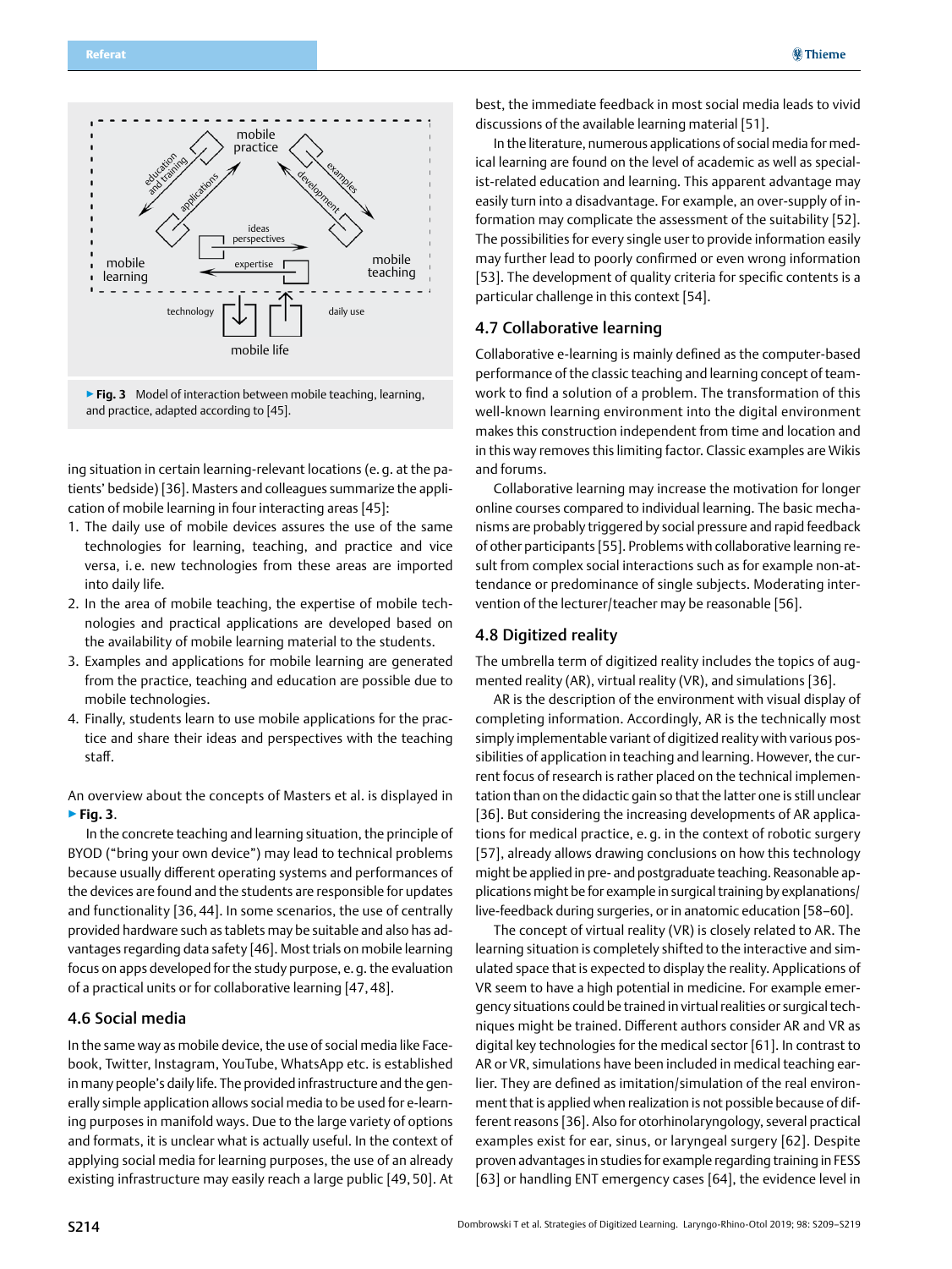mobile practice

education and training

applications

examples

development

ideas perspectives

expertise

mobile learning

mobile teaching

technology

daily use

mobile life

▶ **Fig. 3** Model of interaction between mobile teaching, learning, and practice, adapted according to [45].

ing situation in certain learning-relevant locations (e. g. at the patients' bedside) [36]. Masters and colleagues summarize the application of mobile learning in four interacting areas [45]:

1. The daily use of mobile devices assures the use of the same technologies for learning, teaching, and practice and vice versa, i. e. new technologies from these areas are imported into daily life.
2. In the area of mobile teaching, the expertise of mobile technologies and practical applications are developed based on the availability of mobile learning material to the students.
3. Examples and applications for mobile learning are generated from the practice, teaching and education are possible due to mobile technologies.
4. Finally, students learn to use mobile applications for the practice and share their ideas and perspectives with the teaching staff.

An overview about the concepts of Masters et al. is displayed in ▶ **Fig. 3**.

In the concrete teaching and learning situation, the principle of BYOD ("bring your own device") may lead to technical problems because usually different operating systems and performances of the devices are found and the students are responsible for updates and functionality [36, 44]. In some scenarios, the use of centrally provided hardware such as tablets may be suitable and also has advantages regarding data safety [46]. Most trials on mobile learning focus on apps developed for the study purpose, e. g. the evaluation of a practical units or for collaborative learning [47, 48].

## 4.6 Social media

In the same way as mobile device, the use of social media like Facebook, Twitter, Instagram, YouTube, WhatsApp etc. is established in many people's daily life. The provided infrastructure and the generally simple application allows social media to be used for e-learning purposes in manifold ways. Due to the large variety of options and formats, it is unclear what is actually useful. In the context of applying social media for learning purposes, the use of an already existing infrastructure may easily reach a large public [49, 50]. At best, the immediate feedback in most social media leads to vivid discussions of the available learning material [51].

In the literature, numerous applications of social media for medical learning are found on the level of academic as well as specialist-related education and learning. This apparent advantage may easily turn into a disadvantage. For example, an over-supply of information may complicate the assessment of the suitability [52]. The possibilities for every single user to provide information easily may further lead to poorly confirmed or even wrong information [53]. The development of quality criteria for specific contents is a particular challenge in this context [54].

## 4.7 Collaborative learning

Collaborative e-learning is mainly defined as the computer-based performance of the classic teaching and learning concept of teamwork to find a solution of a problem. The transformation of this well-known learning environment into the digital environment makes this construction independent from time and location and in this way removes this limiting factor. Classic examples are Wikis and forums.

Collaborative learning may increase the motivation for longer online courses compared to individual learning. The basic mechanisms are probably triggered by social pressure and rapid feedback of other participants [55]. Problems with collaborative learning result from complex social interactions such as for example non-attendance or predominance of single subjects. Moderating intervention of the lecturer/teacher may be reasonable [56].

## 4.8 Digitized reality

The umbrella term of digitized reality includes the topics of augmented reality (AR), virtual reality (VR), and simulations [36].

AR is the description of the environment with visual display of completing information. Accordingly, AR is the technically most simply implementable variant of digitized reality with various possibilities of application in teaching and learning. However, the current focus of research is rather placed on the technical implementation than on the didactic gain so that the latter one is still unclear [36]. But considering the increasing developments of AR applications for medical practice, e. g. in the context of robotic surgery [57], already allows drawing conclusions on how this technology might be applied in pre- and postgraduate teaching. Reasonable applications might be for example in surgical training by explanations/live-feedback during surgeries, or in anatomic education [58–60].

The concept of virtual reality (VR) is closely related to AR. The learning situation is completely shifted to the interactive and simulated space that is expected to display the reality. Applications of VR seem to have a high potential in medicine. For example emergency situations could be trained in virtual realities or surgical techniques might be trained. Different authors consider AR and VR as digital key technologies for the medical sector [61]. In contrast to AR or VR, simulations have been included in medical teaching earlier. They are defined as imitation/simulation of the real environment that is applied when realization is not possible because of different reasons [36]. Also for otorhinolaryngology, several practical examples exist for ear, sinus, or laryngeal surgery [62]. Despite proven advantages in studies for example regarding training in FESS [63] or handling ENT emergency cases [64], the evidence level in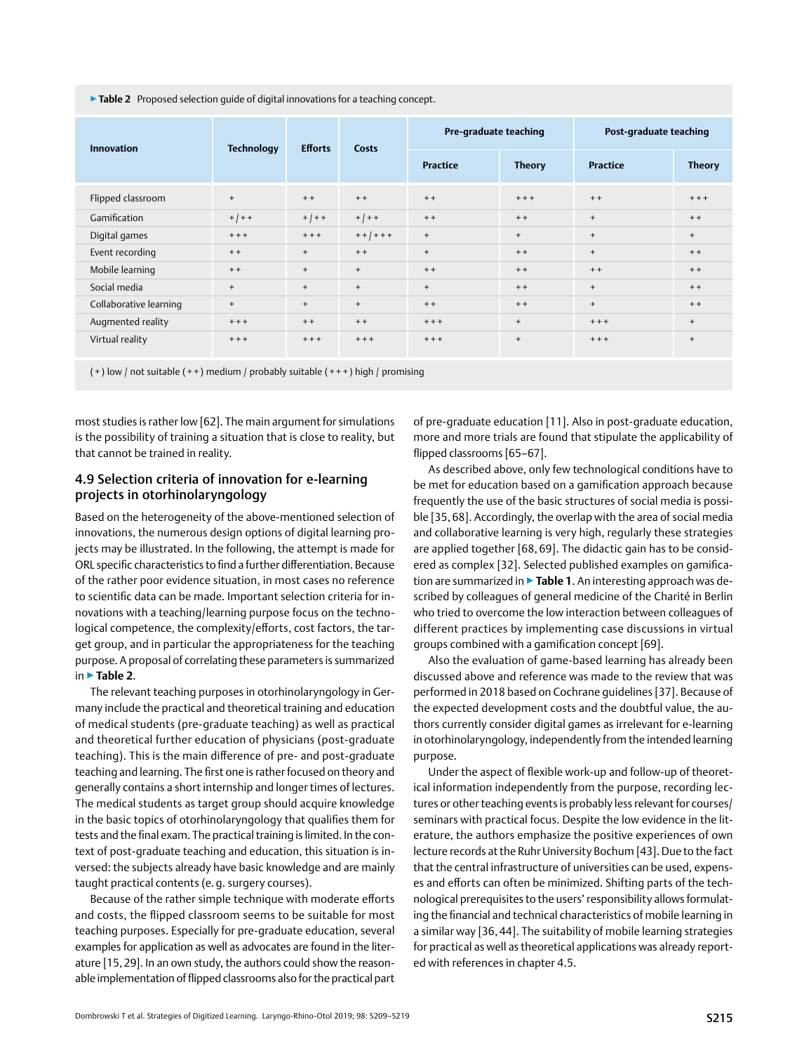**▶ Table 2** Proposed selection guide of digital innovations for a teaching concept.

| Innovation | Technology | Efforts | Costs | Pre-graduate teaching | | Post-graduate teaching | |
|---|---|---|---|---|---|---|---|
| | | | | Practice | Theory | Practice | Theory |
| Flipped classroom | + | ++ | ++ | ++ | +++ | ++ | +++ |
| Gamification | +/++ | +/++ | +/++ | ++ | ++ | + | ++ |
| Digital games | +++ | +++ | ++/+++ | + | + | + | + |
| Event recording | ++ | + | ++ | + | ++ | + | ++ |
| Mobile learning | ++ | + | + | ++ | ++ | ++ | ++ |
| Social media | + | + | + | + | ++ | + | ++ |
| Collaborative learning | + | + | + | ++ | ++ | + | ++ |
| Augmented reality | +++ | ++ | ++ | +++ | + | +++ | + |
| Virtual reality | +++ | +++ | +++ | +++ | + | +++ | + |

(+) low / not suitable (++) medium / probably suitable (+++) high / promising

most studies is rather low [62]. The main argument for simulations is the possibility of training a situation that is close to reality, but that cannot be trained in reality.

## 4.9 Selection criteria of innovation for e-learning projects in otorhinolaryngology

Based on the heterogeneity of the above-mentioned selection of innovations, the numerous design options of digital learning projects may be illustrated. In the following, the attempt is made for ORL specific characteristics to find a further differentiation. Because of the rather poor evidence situation, in most cases no reference to scientific data can be made. Important selection criteria for innovations with a teaching/learning purpose focus on the technological competence, the complexity/efforts, cost factors, the target group, and in particular the appropriateness for the teaching purpose. A proposal of correlating these parameters is summarized in ▶ **Table 2**.

The relevant teaching purposes in otorhinolaryngology in Germany include the practical and theoretical training and education of medical students (pre-graduate teaching) as well as practical and theoretical further education of physicians (post-graduate teaching). This is the main difference of pre- and post-graduate teaching and learning. The first one is rather focused on theory and generally contains a short internship and longer times of lectures. The medical students as target group should acquire knowledge in the basic topics of otorhinolaryngology that qualifies them for tests and the final exam. The practical training is limited. In the context of post-graduate teaching and education, this situation is inversed: the subjects already have basic knowledge and are mainly taught practical contents (e. g. surgery courses).

Because of the rather simple technique with moderate efforts and costs, the flipped classroom seems to be suitable for most teaching purposes. Especially for pre-graduate education, several examples for application as well as advocates are found in the literature [15, 29]. In an own study, the authors could show the reasonable implementation of flipped classrooms also for the practical part of pre-graduate education [11]. Also in post-graduate education, more and more trials are found that stipulate the applicability of flipped classrooms [65–67].

As described above, only few technological conditions have to be met for education based on a gamification approach because frequently the use of the basic structures of social media is possible [35, 68]. Accordingly, the overlap with the area of social media and collaborative learning is very high, regularly these strategies are applied together [68, 69]. The didactic gain has to be considered as complex [32]. Selected published examples on gamification are summarized in ▶ **Table 1**. An interesting approach was described by colleagues of general medicine of the Charité in Berlin who tried to overcome the low interaction between colleagues of different practices by implementing case discussions in virtual groups combined with a gamification concept [69].

Also the evaluation of game-based learning has already been discussed above and reference was made to the review that was performed in 2018 based on Cochrane guidelines [37]. Because of the expected development costs and the doubtful value, the authors currently consider digital games as irrelevant for e-learning in otorhinolaryngology, independently from the intended learning purpose.

Under the aspect of flexible work-up and follow-up of theoretical information independently from the purpose, recording lectures or other teaching events is probably less relevant for courses/seminars with practical focus. Despite the low evidence in the literature, the authors emphasize the positive experiences of own lecture records at the Ruhr University Bochum [43]. Due to the fact that the central infrastructure of universities can be used, expenses and efforts can often be minimized. Shifting parts of the technological prerequisites to the users' responsibility allows formulating the financial and technical characteristics of mobile learning in a similar way [36, 44]. The suitability of mobile learning strategies for practical as well as theoretical applications was already reported with references in chapter 4.5.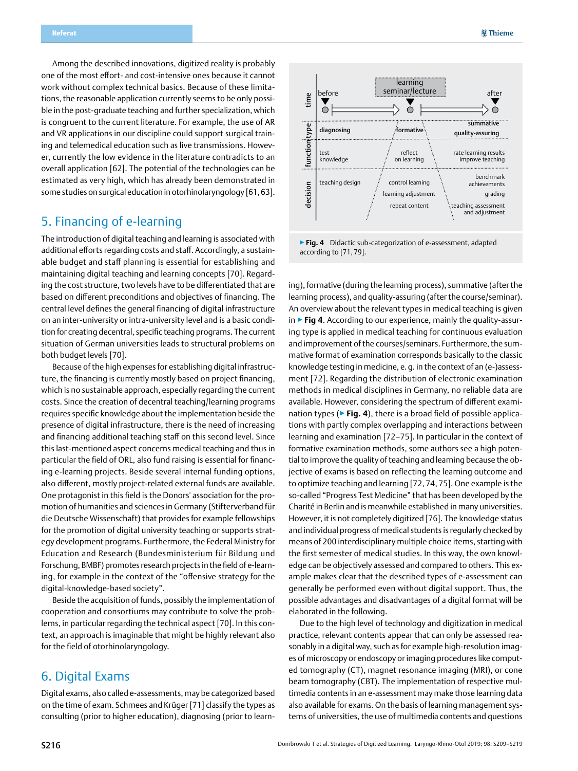Among the described innovations, digitized reality is probably one of the most effort- and cost-intensive ones because it cannot work without complex technical basics. Because of these limitations, the reasonable application currently seems to be only possible in the post-graduate teaching and further specialization, which is congruent to the current literature. For example, the use of AR and VR applications in our discipline could support surgical training and telemedical education such as live transmissions. However, currently the low evidence in the literature contradicts to an overall application [62]. The potential of the technologies can be estimated as very high, which has already been demonstrated in some studies on surgical education in otorhinolaryngology [61,63].

## 5. Financing of e-learning

The introduction of digital teaching and learning is associated with additional efforts regarding costs and staff. Accordingly, a sustainable budget and staff planning is essential for establishing and maintaining digital teaching and learning concepts [70]. Regarding the cost structure, two levels have to be differentiated that are based on different preconditions and objectives of financing. The central level defines the general financing of digital infrastructure on an inter-university or intra-university level and is a basic condition for creating decentral, specific teaching programs. The current situation of German universities leads to structural problems on both budget levels [70].

Because of the high expenses for establishing digital infrastructure, the financing is currently mostly based on project financing, which is no sustainable approach, especially regarding the current costs. Since the creation of decentral teaching/learning programs requires specific knowledge about the implementation beside the presence of digital infrastructure, there is the need of increasing and financing additional teaching staff on this second level. Since this last-mentioned aspect concerns medical teaching and thus in particular the field of ORL, also fund raising is essential for financing e-learning projects. Beside several internal funding options, also different, mostly project-related external funds are available. One protagonist in this field is the Donors' association for the promotion of humanities and sciences in Germany (Stifterverband für die Deutsche Wissenschaft) that provides for example fellowships for the promotion of digital university teaching or supports strategy development programs. Furthermore, the Federal Ministry for Education and Research (Bundesministerium für Bildung und Forschung, BMBF) promotes research projects in the field of e-learning, for example in the context of the "offensive strategy for the digital-knowledge-based society".

Beside the acquisition of funds, possibly the implementation of cooperation and consortiums may contribute to solve the problems, in particular regarding the technical aspect [70]. In this context, an approach is imaginable that might be highly relevant also for the field of otorhinolaryngology.

## 6. Digital Exams

Digital exams, also called e-assessments, may be categorized based on the time of exam. Schmees and Krüger [71] classify the types as consulting (prior to higher education), diagnosing (prior to learning), formative (during the learning process), summative (after the learning process), and quality-assuring (after the course/seminar). An overview about the relevant types in medical teaching is given in ▶ **Fig 4**. According to our experience, mainly the quality-assuring type is applied in medical teaching for continuous evaluation and improvement of the courses/seminars. Furthermore, the summative format of examination corresponds basically to the classic knowledge testing in medicine, e. g. in the context of an (e-)assessment [72]. Regarding the distribution of electronic examination methods in medical disciplines in Germany, no reliable data are available. However, considering the spectrum of different examination types (▶ **Fig. 4**), there is a broad field of possible applications with partly complex overlapping and interactions between learning and examination [72–75]. In particular in the context of formative examination methods, some authors see a high potential to improve the quality of teaching and learning because the objective of exams is based on reflecting the learning outcome and to optimize teaching and learning [72,74,75]. One example is the so-called "Progress Test Medicine" that has been developed by the Charité in Berlin and is meanwhile established in many universities. However, it is not completely digitized [76]. The knowledge status and individual progress of medical students is regularly checked by means of 200 interdisciplinary multiple choice items, starting with the first semester of medical studies. In this way, the own knowledge can be objectively assessed and compared to others. This example makes clear that the described types of e-assessment can generally be performed even without digital support. Thus, the possible advantages and disadvantages of a digital format will be elaborated in the following.

time
before
learning seminar/lecture
after
function type
diagnosing
formative
summative
quality-assuring
test knowledge
reflect on learning
rate learning results improve teaching
decision
teaching design
control learning
learning adjustment
repeat content
benchmark achievements
grading
teaching assessment and adjustment

▶ **Fig. 4** Didactic sub-categorization of e-assessment, adapted according to [71,79].

Due to the high level of technology and digitization in medical practice, relevant contents appear that can only be assessed reasonably in a digital way, such as for example high-resolution images of microscopy or endoscopy or imaging procedures like computed tomography (CT), magnet resonance imaging (MRI), or cone beam tomography (CBT). The implementation of respective multimedia contents in an e-assessment may make those learning data also available for exams. On the basis of learning management systems of universities, the use of multimedia contents and questions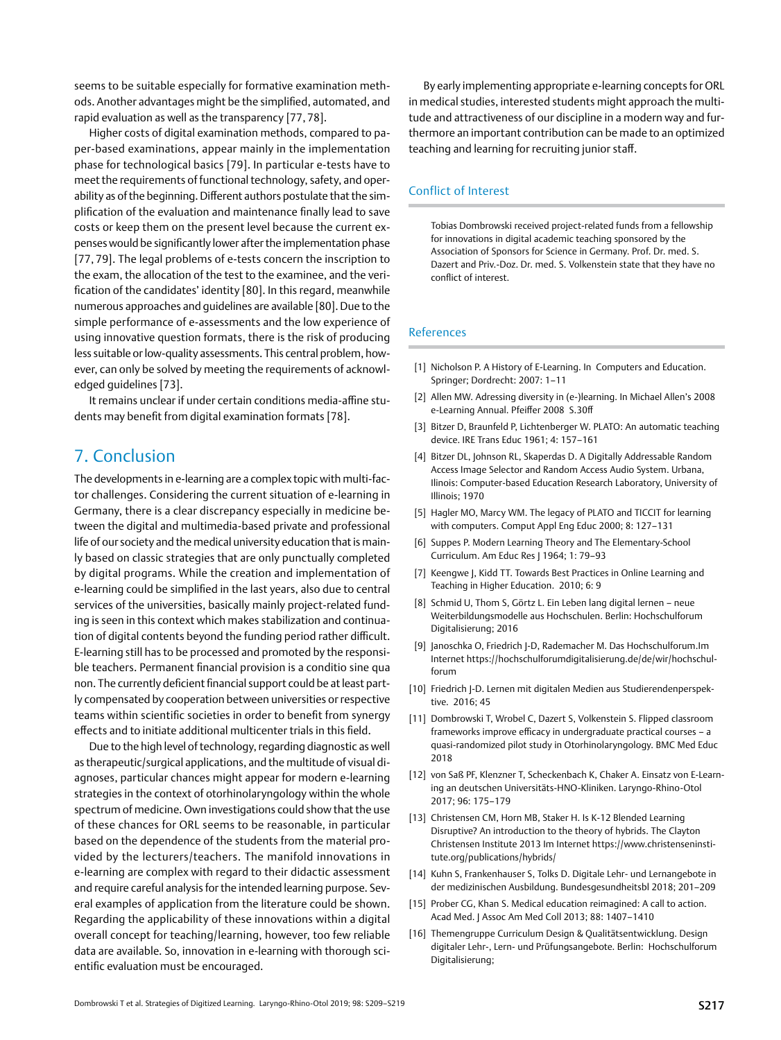seems to be suitable especially for formative examination methods. Another advantages might be the simplified, automated, and rapid evaluation as well as the transparency [77, 78].

Higher costs of digital examination methods, compared to paper-based examinations, appear mainly in the implementation phase for technological basics [79]. In particular e-tests have to meet the requirements of functional technology, safety, and operability as of the beginning. Different authors postulate that the simplification of the evaluation and maintenance finally lead to save costs or keep them on the present level because the current expenses would be significantly lower after the implementation phase [77, 79]. The legal problems of e-tests concern the inscription to the exam, the allocation of the test to the examinee, and the verification of the candidates' identity [80]. In this regard, meanwhile numerous approaches and guidelines are available [80]. Due to the simple performance of e-assessments and the low experience of using innovative question formats, there is the risk of producing less suitable or low-quality assessments. This central problem, however, can only be solved by meeting the requirements of acknowledged guidelines [73].

It remains unclear if under certain conditions media-affine students may benefit from digital examination formats [78].

## 7. Conclusion

The developments in e-learning are a complex topic with multi-factor challenges. Considering the current situation of e-learning in Germany, there is a clear discrepancy especially in medicine between the digital and multimedia-based private and professional life of our society and the medical university education that is mainly based on classic strategies that are only punctually completed by digital programs. While the creation and implementation of e-learning could be simplified in the last years, also due to central services of the universities, basically mainly project-related funding is seen in this context which makes stabilization and continuation of digital contents beyond the funding period rather difficult. E-learning still has to be processed and promoted by the responsible teachers. Permanent financial provision is a conditio sine qua non. The currently deficient financial support could be at least partly compensated by cooperation between universities or respective teams within scientific societies in order to benefit from synergy effects and to initiate additional multicenter trials in this field.

Due to the high level of technology, regarding diagnostic as well as therapeutic/surgical applications, and the multitude of visual diagnoses, particular chances might appear for modern e-learning strategies in the context of otorhinolaryngology within the whole spectrum of medicine. Own investigations could show that the use of these chances for ORL seems to be reasonable, in particular based on the dependence of the students from the material provided by the lecturers/teachers. The manifold innovations in e-learning are complex with regard to their didactic assessment and require careful analysis for the intended learning purpose. Several examples of application from the literature could be shown. Regarding the applicability of these innovations within a digital overall concept for teaching/learning, however, too few reliable data are available. So, innovation in e-learning with thorough scientific evaluation must be encouraged.

By early implementing appropriate e-learning concepts for ORL in medical studies, interested students might approach the multitude and attractiveness of our discipline in a modern way and furthermore an important contribution can be made to an optimized teaching and learning for recruiting junior staff.

## Conflict of Interest

Tobias Dombrowski received project-related funds from a fellowship for innovations in digital academic teaching sponsored by the Association of Sponsors for Science in Germany. Prof. Dr. med. S. Dazert and Priv.-Doz. Dr. med. S. Volkenstein state that they have no conflict of interest.

## References

[1] Nicholson P. A History of E-Learning. In Computers and Education. Springer; Dordrecht: 2007: 1–11

[2] Allen MW. Adressing diversity in (e-)learning. In Michael Allen's 2008 e-Learning Annual. Pfeiffer 2008 S.30ff

[3] Bitzer D, Braunfeld P, Lichtenberger W. PLATO: An automatic teaching device. IRE Trans Educ 1961; 4: 157–161

[4] Bitzer DL, Johnson RL, Skaperdas D. A Digitally Addressable Random Access Image Selector and Random Access Audio System. Urbana, Ilinois: Computer-based Education Research Laboratory, University of Illinois; 1970

[5] Hagler MO, Marcy WM. The legacy of PLATO and TICCIT for learning with computers. Comput Appl Eng Educ 2000; 8: 127–131

[6] Suppes P. Modern Learning Theory and The Elementary-School Curriculum. Am Educ Res J 1964; 1: 79–93

[7] Keengwe J, Kidd TT. Towards Best Practices in Online Learning and Teaching in Higher Education. 2010; 6: 9

[8] Schmid U, Thom S, Görtz L. Ein Leben lang digital lernen – neue Weiterbildungsmodelle aus Hochschulen. Berlin: Hochschulforum Digitalisierung; 2016

[9] Janoschka O, Friedrich J-D, Rademacher M. Das Hochschulforum.Im Internet https://hochschulforumdigitalisierung.de/de/wir/hochschulforum

[10] Friedrich J-D. Lernen mit digitalen Medien aus Studierendenperspektive. 2016; 45

[11] Dombrowski T, Wrobel C, Dazert S, Volkenstein S. Flipped classroom frameworks improve efficacy in undergraduate practical courses – a quasi-randomized pilot study in Otorhinolaryngology. BMC Med Educ 2018

[12] von Saß PF, Klenzner T, Scheckenbach K, Chaker A. Einsatz von E-Learning an deutschen Universitäts-HNO-Kliniken. Laryngo-Rhino-Otol 2017; 96: 175–179

[13] Christensen CM, Horn MB, Staker H. Is K-12 Blended Learning Disruptive? An introduction to the theory of hybrids. The Clayton Christensen Institute 2013 Im Internet https://www.christenseninstitute.org/publications/hybrids/

[14] Kuhn S, Frankenhauser S, Tolks D. Digitale Lehr- und Lernangebote in der medizinischen Ausbildung. Bundesgesundheitsbl 2018; 201–209

[15] Prober CG, Khan S. Medical education reimagined: A call to action. Acad Med. J Assoc Am Med Coll 2013; 88: 1407–1410

[16] Themengruppe Curriculum Design & Qualitätsentwicklung. Design digitaler Lehr-, Lern- und Prüfungsangebote. Berlin: Hochschulforum Digitalisierung;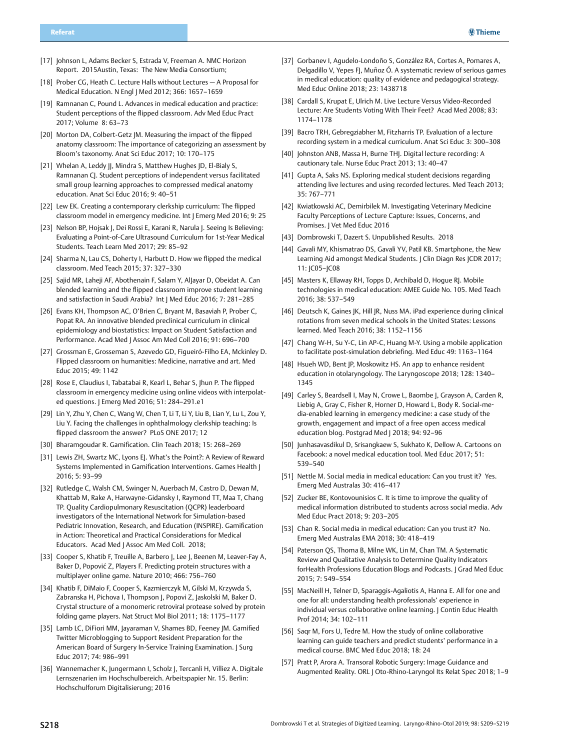[17] Johnson L, Adams Becker S, Estrada V, Freeman A. NMC Horizon Report. 2015Austin, Texas: The New Media Consortium;

[18] Prober CG, Heath C. Lecture Halls without Lectures — A Proposal for Medical Education. N Engl J Med 2012; 366: 1657–1659

[19] Ramnanan C, Pound L. Advances in medical education and practice: Student perceptions of the flipped classroom. Adv Med Educ Pract 2017; Volume 8: 63–73

[20] Morton DA, Colbert-Getz JM. Measuring the impact of the flipped anatomy classroom: The importance of categorizing an assessment by Bloom's taxonomy. Anat Sci Educ 2017; 10: 170–175

[21] Whelan A, Leddy JJ, Mindra S, Matthew Hughes JD, El-Bialy S, Ramnanan CJ. Student perceptions of independent versus facilitated small group learning approaches to compressed medical anatomy education. Anat Sci Educ 2016; 9: 40–51

[22] Lew EK. Creating a contemporary clerkship curriculum: The flipped classroom model in emergency medicine. Int J Emerg Med 2016; 9: 25

[23] Nelson BP, Hojsak J, Dei Rossi E, Karani R, Narula J. Seeing Is Believing: Evaluating a Point-of-Care Ultrasound Curriculum for 1st-Year Medical Students. Teach Learn Med 2017; 29: 85–92

[24] Sharma N, Lau CS, Doherty I, Harbutt D. How we flipped the medical classroom. Med Teach 2015; 37: 327–330

[25] Sajid MR, Laheji AF, Abothenain F, Salam Y, AlJayar D, Obeidat A. Can blended learning and the flipped classroom improve student learning and satisfaction in Saudi Arabia? Int J Med Educ 2016; 7: 281–285

[26] Evans KH, Thompson AC, O'Brien C, Bryant M, Basaviah P, Prober C, Popat RA. An innovative blended preclinical curriculum in clinical epidemiology and biostatistics: Impact on Student Satisfaction and Performance. Acad Med J Assoc Am Med Coll 2016; 91: 696–700

[27] Grossman E, Grosseman S, Azevedo GD, Figueiró-Filho EA, Mckinley D. Flipped classroom on humanities: Medicine, narrative and art. Med Educ 2015; 49: 1142

[28] Rose E, Claudius I, Tabatabai R, Kearl L, Behar S, Jhun P. The flipped classroom in emergency medicine using online videos with interpolated questions. J Emerg Med 2016; 51: 284–291.e1

[29] Lin Y, Zhu Y, Chen C, Wang W, Chen T, Li T, Li Y, Liu B, Lian Y, Lu L, Zou Y, Liu Y. Facing the challenges in ophthalmology clerkship teaching: Is flipped classroom the answer? PLoS ONE 2017; 12

[30] Bharamgoudar R. Gamification. Clin Teach 2018; 15: 268–269

[31] Lewis ZH, Swartz MC, Lyons EJ. What's the Point?: A Review of Reward Systems Implemented in Gamification Interventions. Games Health J 2016; 5: 93–99

[32] Rutledge C, Walsh CM, Swinger N, Auerbach M, Castro D, Dewan M, Khattab M, Rake A, Harwayne-Gidansky I, Raymond TT, Maa T, Chang TP. Quality Cardiopulmonary Resuscitation (QCPR) leaderboard investigators of the International Network for Simulation-based Pediatric Innovation, Research, and Education (INSPIRE). Gamification in Action: Theoretical and Practical Considerations for Medical Educators. Acad Med J Assoc Am Med Coll. 2018;

[33] Cooper S, Khatib F, Treuille A, Barbero J, Lee J, Beenen M, Leaver-Fay A, Baker D, Popović Z, Players F. Predicting protein structures with a multiplayer online game. Nature 2010; 466: 756–760

[34] Khatib F, DiMaio F, Cooper S, Kazmierczyk M, Gilski M, Krzywda S, Zabranska H, Pichova I, Thompson J, Popovi Z, Jaskolski M, Baker D. Crystal structure of a monomeric retroviral protease solved by protein folding game players. Nat Struct Mol Biol 2011; 18: 1175–1177

[35] Lamb LC, DiFiori MM, Jayaraman V, Shames BD, Feeney JM. Gamified Twitter Microblogging to Support Resident Preparation for the American Board of Surgery In-Service Training Examination. J Surg Educ 2017; 74: 986–991

[36] Wannemacher K, Jungermann I, Scholz J, Tercanli H, Villiez A. Digitale Lernszenarien im Hochschulbereich. Arbeitspapier Nr. 15. Berlin: Hochschulforum Digitalisierung; 2016

[37] Gorbanev I, Agudelo-Londoño S, González RA, Cortes A, Pomares A, Delgadillo V, Yepes FJ, Muñoz Ó. A systematic review of serious games in medical education: quality of evidence and pedagogical strategy. Med Educ Online 2018; 23: 1438718

[38] Cardall S, Krupat E, Ulrich M. Live Lecture Versus Video-Recorded Lecture: Are Students Voting With Their Feet? Acad Med 2008; 83: 1174–1178

[39] Bacro TRH, Gebregziabher M, Fitzharris TP. Evaluation of a lecture recording system in a medical curriculum. Anat Sci Educ 3: 300–308

[40] Johnston ANB, Massa H, Burne THJ. Digital lecture recording: A cautionary tale. Nurse Educ Pract 2013; 13: 40–47

[41] Gupta A, Saks NS. Exploring medical student decisions regarding attending live lectures and using recorded lectures. Med Teach 2013; 35: 767–771

[42] Kwiatkowski AC, Demirbilek M. Investigating Veterinary Medicine Faculty Perceptions of Lecture Capture: Issues, Concerns, and Promises. J Vet Med Educ 2016

[43] Dombrowski T, Dazert S. Unpublished Results. 2018

[44] Gavali MY, Khismatrao DS, Gavali YV, Patil KB. Smartphone, the New Learning Aid amongst Medical Students. J Clin Diagn Res JCDR 2017; 11: JC05–JC08

[45] Masters K, Ellaway RH, Topps D, Archibald D, Hogue RJ. Mobile technologies in medical education: AMEE Guide No. 105. Med Teach 2016; 38: 537–549

[46] Deutsch K, Gaines JK, Hill JR, Nuss MA. iPad experience during clinical rotations from seven medical schools in the United States: Lessons learned. Med Teach 2016; 38: 1152–1156

[47] Chang W-H, Su Y-C, Lin AP-C, Huang M-Y. Using a mobile application to facilitate post-simulation debriefing. Med Educ 49: 1163–1164

[48] Hsueh WD, Bent JP, Moskowitz HS. An app to enhance resident education in otolaryngology. The Laryngoscope 2018; 128: 1340–1345

[49] Carley S, Beardsell I, May N, Crowe L, Baombe J, Grayson A, Carden R, Liebig A, Gray C, Fisher R, Horner D, Howard L, Body R. Social-media-enabled learning in emergency medicine: a case study of the growth, engagement and impact of a free open access medical education blog. Postgrad Med J 2018; 94: 92–96

[50] Junhasavasdikul D, Srisangkaew S, Sukhato K, Dellow A. Cartoons on Facebook: a novel medical education tool. Med Educ 2017; 51: 539–540

[51] Nettle M. Social media in medical education: Can you trust it? Yes. Emerg Med Australas 30: 416–417

[52] Zucker BE, Kontovounisios C. It is time to improve the quality of medical information distributed to students across social media. Adv Med Educ Pract 2018; 9: 203–205

[53] Chan R. Social media in medical education: Can you trust it? No. Emerg Med Australas EMA 2018; 30: 418–419

[54] Paterson QS, Thoma B, Milne WK, Lin M, Chan TM. A Systematic Review and Qualitative Analysis to Determine Quality Indicators forHealth Professions Education Blogs and Podcasts. J Grad Med Educ 2015; 7: 549–554

[55] MacNeill H, Telner D, Sparaggis-Agaliotis A, Hanna E. All for one and one for all: understanding health professionals' experience in individual versus collaborative online learning. J Contin Educ Health Prof 2014; 34: 102–111

[56] Saqr M, Fors U, Tedre M. How the study of online collaborative learning can guide teachers and predict students' performance in a medical course. BMC Med Educ 2018; 18: 24

[57] Pratt P, Arora A. Transoral Robotic Surgery: Image Guidance and Augmented Reality. ORL J Oto-Rhino-Laryngol Its Relat Spec 2018; 1–9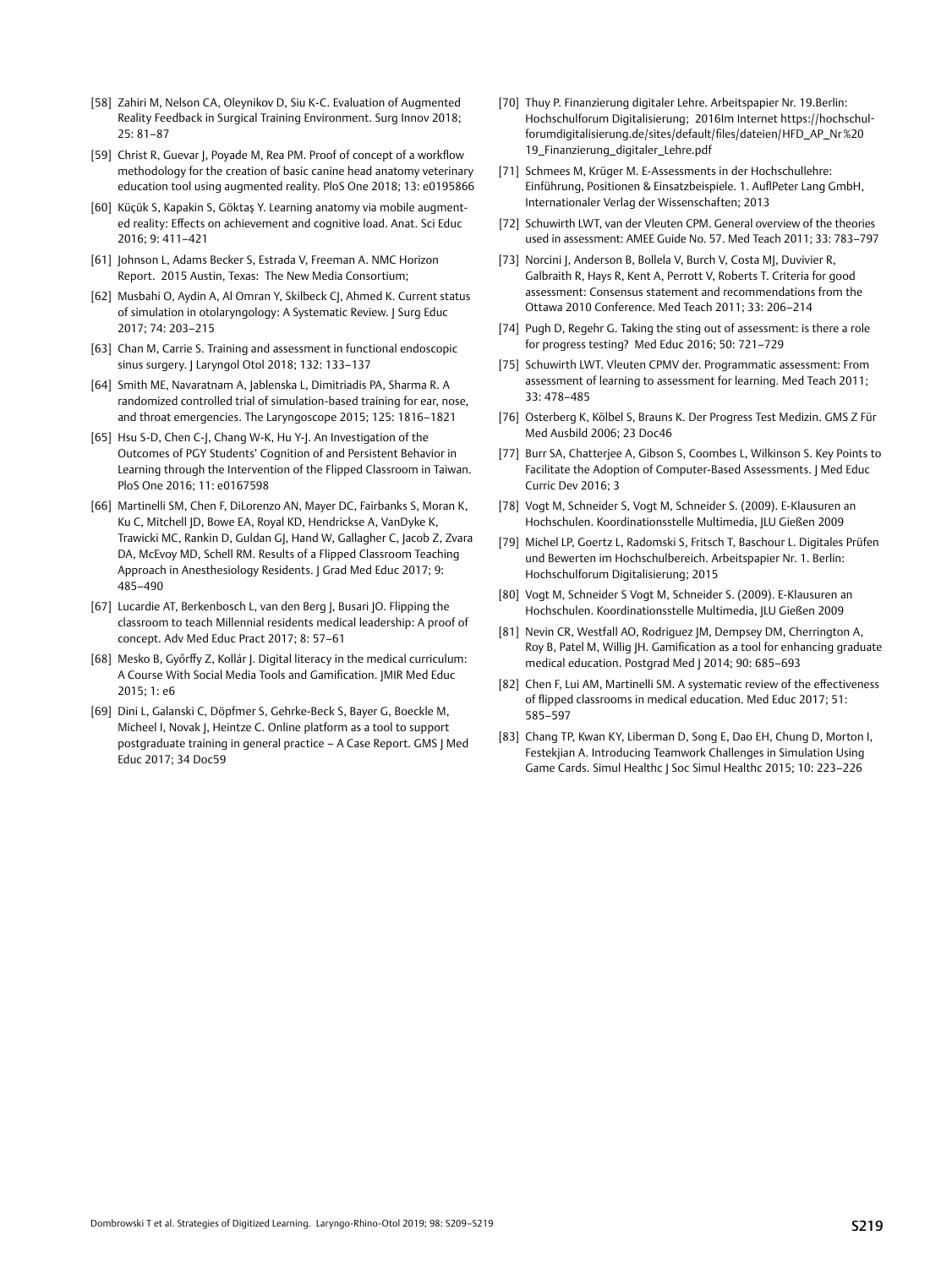[58] Zahiri M, Nelson CA, Oleynikov D, Siu K-C. Evaluation of Augmented Reality Feedback in Surgical Training Environment. Surg Innov 2018; 25: 81–87

[59] Christ R, Guevar J, Poyade M, Rea PM. Proof of concept of a workflow methodology for the creation of basic canine head anatomy veterinary education tool using augmented reality. PloS One 2018; 13: e0195866

[60] Küçük S, Kapakin S, Göktaş Y. Learning anatomy via mobile augmented reality: Effects on achievement and cognitive load. Anat. Sci Educ 2016; 9: 411–421

[61] Johnson L, Adams Becker S, Estrada V, Freeman A. NMC Horizon Report. 2015 Austin, Texas: The New Media Consortium;

[62] Musbahi O, Aydin A, Al Omran Y, Skilbeck CJ, Ahmed K. Current status of simulation in otolaryngology: A Systematic Review. J Surg Educ 2017; 74: 203–215

[63] Chan M, Carrie S. Training and assessment in functional endoscopic sinus surgery. J Laryngol Otol 2018; 132: 133–137

[64] Smith ME, Navaratnam A, Jablenska L, Dimitriadis PA, Sharma R. A randomized controlled trial of simulation-based training for ear, nose, and throat emergencies. The Laryngoscope 2015; 125: 1816–1821

[65] Hsu S-D, Chen C-J, Chang W-K, Hu Y-J. An Investigation of the Outcomes of PGY Students' Cognition of and Persistent Behavior in Learning through the Intervention of the Flipped Classroom in Taiwan. PloS One 2016; 11: e0167598

[66] Martinelli SM, Chen F, DiLorenzo AN, Mayer DC, Fairbanks S, Moran K, Ku C, Mitchell JD, Bowe EA, Royal KD, Hendrickse A, VanDyke K, Trawicki MC, Rankin D, Guldan GJ, Hand W, Gallagher C, Jacob Z, Zvara DA, McEvoy MD, Schell RM. Results of a Flipped Classroom Teaching Approach in Anesthesiology Residents. J Grad Med Educ 2017; 9: 485–490

[67] Lucardie AT, Berkenbosch L, van den Berg J, Busari JO. Flipping the classroom to teach Millennial residents medical leadership: A proof of concept. Adv Med Educ Pract 2017; 8: 57–61

[68] Mesko B, Győrffy Z, Kollár J. Digital literacy in the medical curriculum: A Course With Social Media Tools and Gamification. JMIR Med Educ 2015; 1: e6

[69] Dini L, Galanski C, Döpfmer S, Gehrke-Beck S, Bayer G, Boeckle M, Micheel I, Novak J, Heintze C. Online platform as a tool to support postgraduate training in general practice – A Case Report. GMS J Med Educ 2017; 34 Doc59

[70] Thuy P. Finanzierung digitaler Lehre. Arbeitspapier Nr. 19.Berlin: Hochschulforum Digitalisierung; 2016Im Internet https://hochschulforumdigitalisierung.de/sites/default/files/dateien/HFD_AP_Nr%2019_Finanzierung_digitaler_Lehre.pdf

[71] Schmees M, Krüger M. E-Assessments in der Hochschullehre: Einführung, Positionen & Einsatzbeispiele. 1. AuflPeter Lang GmbH, Internationaler Verlag der Wissenschaften; 2013

[72] Schuwirth LWT, van der Vleuten CPM. General overview of the theories used in assessment: AMEE Guide No. 57. Med Teach 2011; 33: 783–797

[73] Norcini J, Anderson B, Bollela V, Burch V, Costa MJ, Duvivier R, Galbraith R, Hays R, Kent A, Perrott V, Roberts T. Criteria for good assessment: Consensus statement and recommendations from the Ottawa 2010 Conference. Med Teach 2011; 33: 206–214

[74] Pugh D, Regehr G. Taking the sting out of assessment: is there a role for progress testing? Med Educ 2016; 50: 721–729

[75] Schuwirth LWT. Vleuten CPMV der. Programmatic assessment: From assessment of learning to assessment for learning. Med Teach 2011; 33: 478–485

[76] Osterberg K, Kölbel S, Brauns K. Der Progress Test Medizin. GMS Z Für Med Ausbild 2006; 23 Doc46

[77] Burr SA, Chatterjee A, Gibson S, Coombes L, Wilkinson S. Key Points to Facilitate the Adoption of Computer-Based Assessments. J Med Educ Curric Dev 2016; 3

[78] Vogt M, Schneider S, Vogt M, Schneider S. (2009). E-Klausuren an Hochschulen. Koordinationsstelle Multimedia, JLU Gießen 2009

[79] Michel LP, Goertz L, Radomski S, Fritsch T, Baschour L. Digitales Prüfen und Bewerten im Hochschulbereich. Arbeitspapier Nr. 1. Berlin: Hochschulforum Digitalisierung; 2015

[80] Vogt M, Schneider S Vogt M, Schneider S. (2009). E-Klausuren an Hochschulen. Koordinationsstelle Multimedia, JLU Gießen 2009

[81] Nevin CR, Westfall AO, Rodriguez JM, Dempsey DM, Cherrington A, Roy B, Patel M, Willig JH. Gamification as a tool for enhancing graduate medical education. Postgrad Med J 2014; 90: 685–693

[82] Chen F, Lui AM, Martinelli SM. A systematic review of the effectiveness of flipped classrooms in medical education. Med Educ 2017; 51: 585–597

[83] Chang TP, Kwan KY, Liberman D, Song E, Dao EH, Chung D, Morton I, Festekjian A. Introducing Teamwork Challenges in Simulation Using Game Cards. Simul Healthc J Soc Simul Healthc 2015; 10: 223–226